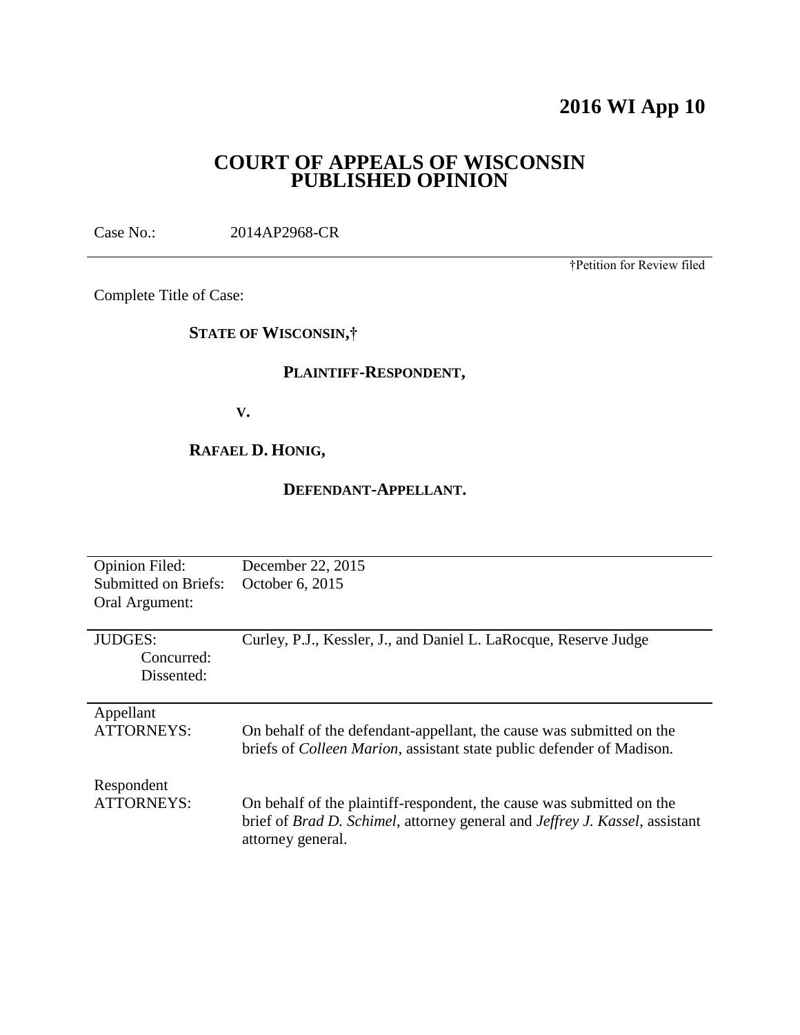# 2016 WI App 10

## COURT OF APPEALS OF WISCONSIN
## PUBLISHED OPINION

Case No.: 2014AP2968-CR

†Petition for Review filed

Complete Title of Case:

**STATE OF WISCONSIN,†**

**PLAINTIFF-RESPONDENT,**

**V.**

**RAFAEL D. HONIG,**

**DEFENDANT-APPELLANT.**

| | |
|---|---|
| Opinion Filed: | December 22, 2015 |
| Submitted on Briefs: | October 6, 2015 |
| Oral Argument: | |
| JUDGES: | Curley, P.J., Kessler, J., and Daniel L. LaRocque, Reserve Judge |
| Concurred: | |
| Dissented: | |
| Appellant ATTORNEYS: | On behalf of the defendant-appellant, the cause was submitted on the briefs of *Colleen Marion*, assistant state public defender of Madison. |
| Respondent ATTORNEYS: | On behalf of the plaintiff-respondent, the cause was submitted on the brief of *Brad D. Schimel*, attorney general and *Jeffrey J. Kassel*, assistant attorney general. |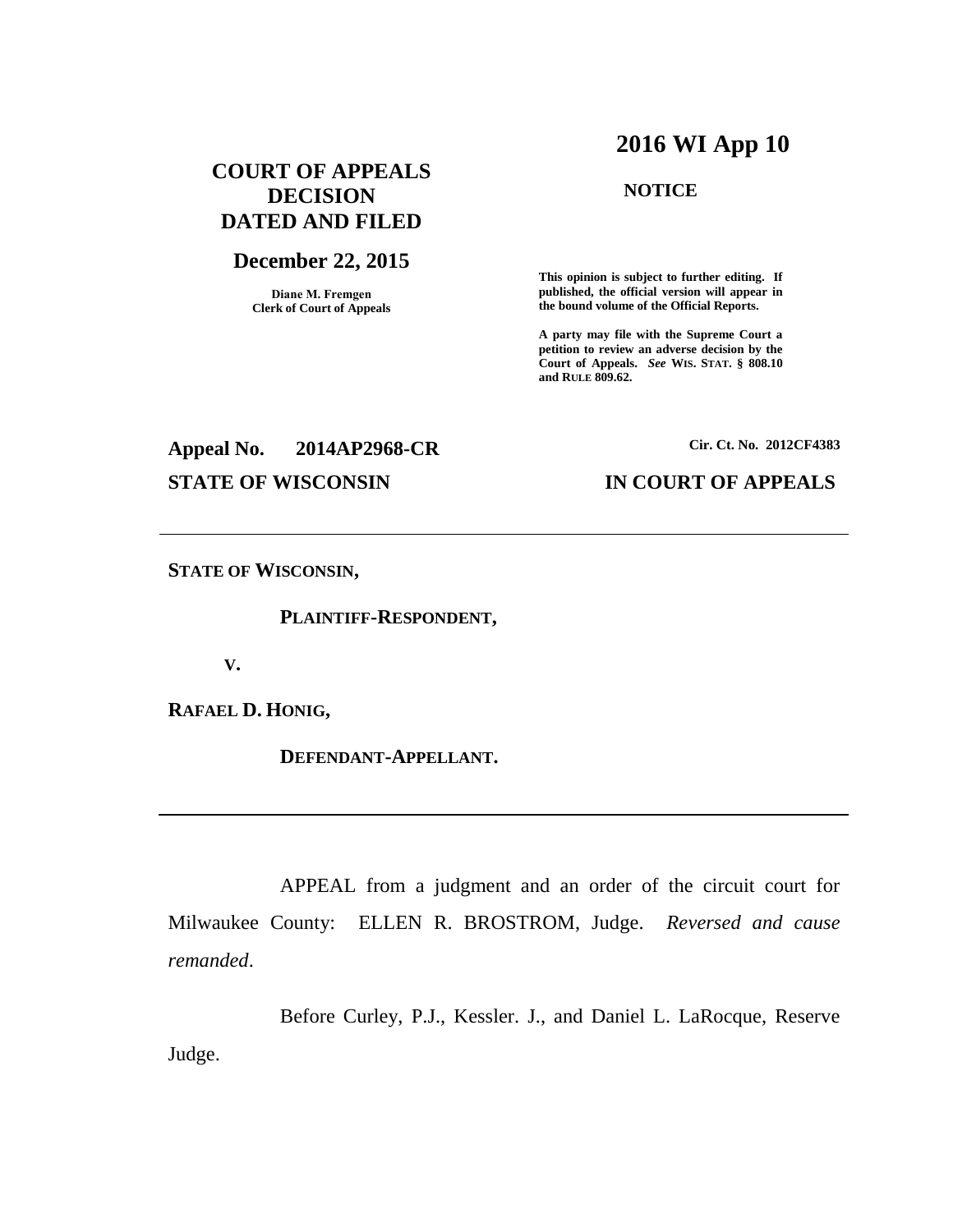# 2016 WI App 10

## COURT OF APPEALS DECISION DATED AND FILED

### December 22, 2015

**Diane M. Fremgen**
**Clerk of Court of Appeals**

**NOTICE**

**This opinion is subject to further editing. If published, the official version will appear in the bound volume of the Official Reports.**

**A party may file with the Supreme Court a petition to review an adverse decision by the Court of Appeals.** ***See*** **WIS. STAT. § 808.10 and RULE 809.62.**

**Appeal No. 2014AP2968-CR**

**Cir. Ct. No. 2012CF4383**

**STATE OF WISCONSIN**

**IN COURT OF APPEALS**

---

**STATE OF WISCONSIN,**

**PLAINTIFF-RESPONDENT,**

**V.**

**RAFAEL D. HONIG,**

**DEFENDANT-APPELLANT.**

---

APPEAL from a judgment and an order of the circuit court for Milwaukee County: ELLEN R. BROSTROM, Judge. *Reversed and cause remanded*.

Before Curley, P.J., Kessler. J., and Daniel L. LaRocque, Reserve Judge.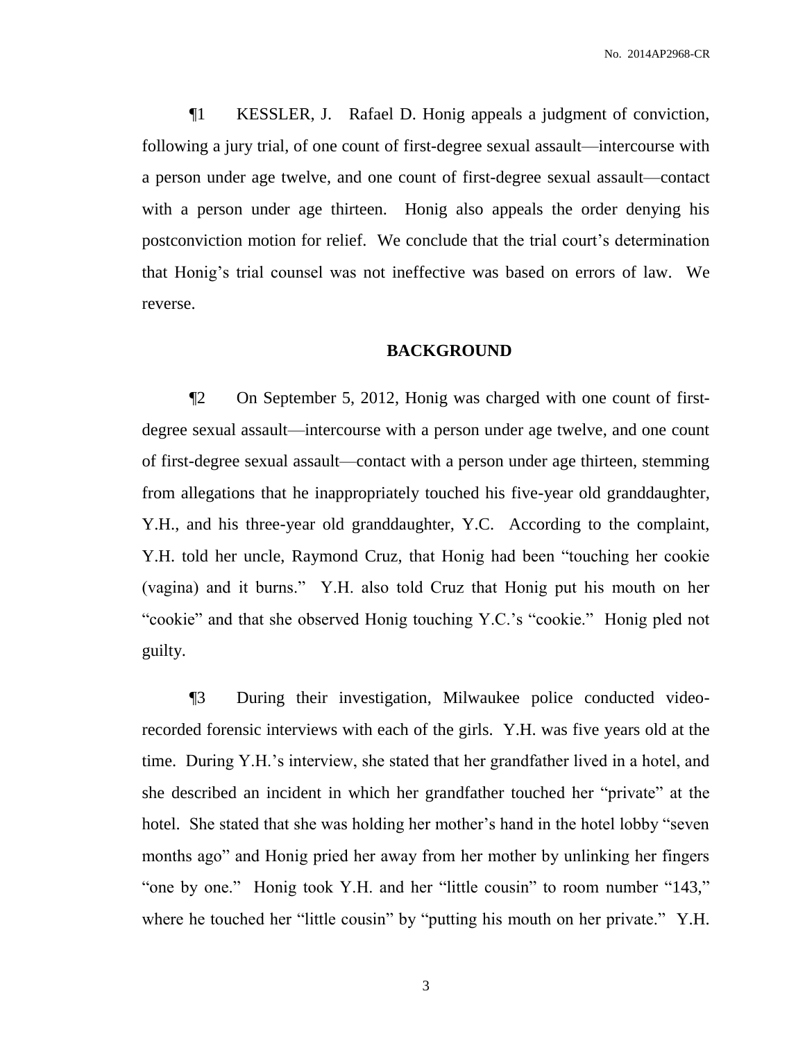¶1 KESSLER, J. Rafael D. Honig appeals a judgment of conviction, following a jury trial, of one count of first-degree sexual assault—intercourse with a person under age twelve, and one count of first-degree sexual assault—contact with a person under age thirteen. Honig also appeals the order denying his postconviction motion for relief. We conclude that the trial court's determination that Honig's trial counsel was not ineffective was based on errors of law. We reverse.

## BACKGROUND

¶2 On September 5, 2012, Honig was charged with one count of first-degree sexual assault—intercourse with a person under age twelve, and one count of first-degree sexual assault—contact with a person under age thirteen, stemming from allegations that he inappropriately touched his five-year old granddaughter, Y.H., and his three-year old granddaughter, Y.C. According to the complaint, Y.H. told her uncle, Raymond Cruz, that Honig had been "touching her cookie (vagina) and it burns." Y.H. also told Cruz that Honig put his mouth on her "cookie" and that she observed Honig touching Y.C.'s "cookie." Honig pled not guilty.

¶3 During their investigation, Milwaukee police conducted video-recorded forensic interviews with each of the girls. Y.H. was five years old at the time. During Y.H.'s interview, she stated that her grandfather lived in a hotel, and she described an incident in which her grandfather touched her "private" at the hotel. She stated that she was holding her mother's hand in the hotel lobby "seven months ago" and Honig pried her away from her mother by unlinking her fingers "one by one." Honig took Y.H. and her "little cousin" to room number "143," where he touched her "little cousin" by "putting his mouth on her private." Y.H.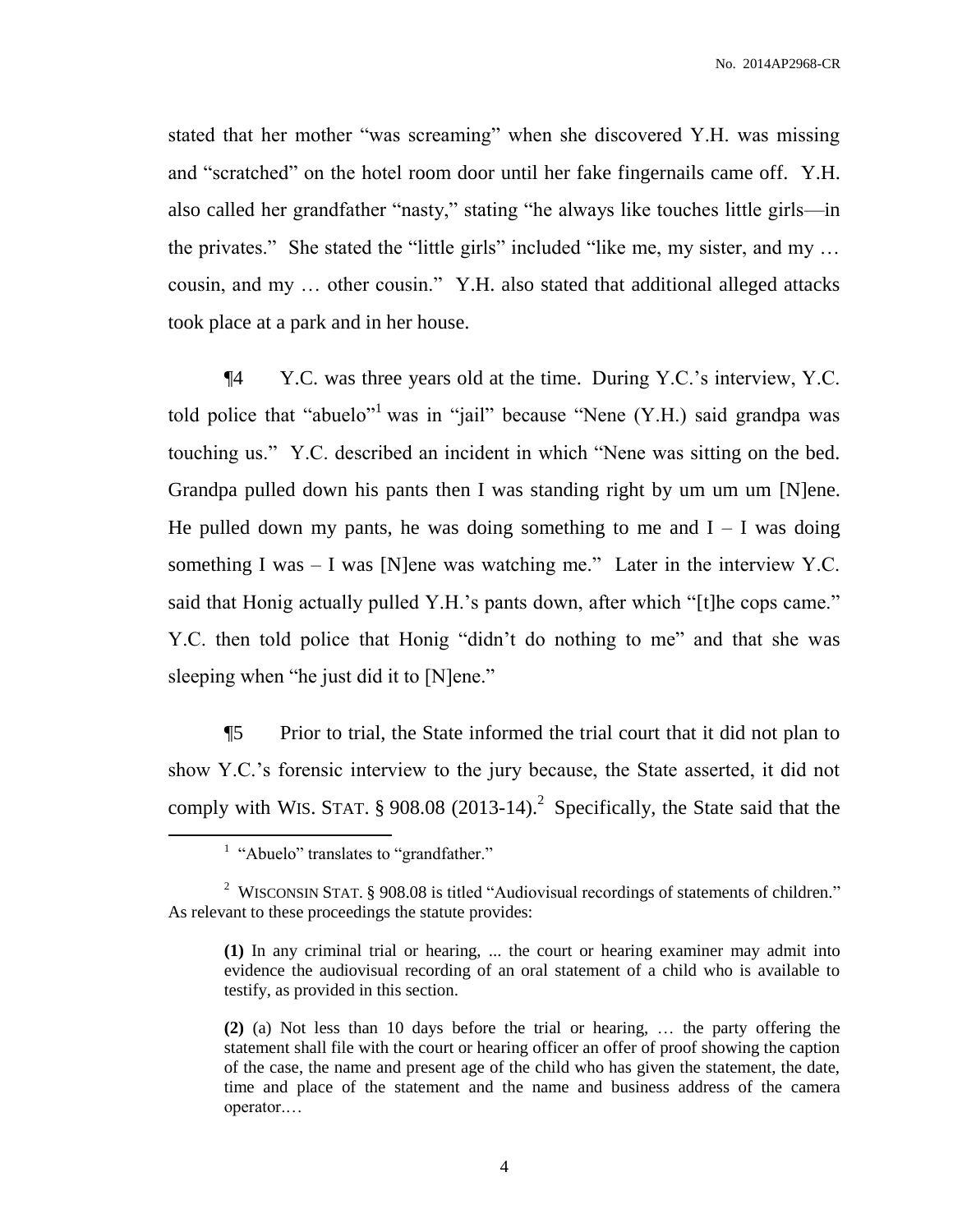stated that her mother "was screaming" when she discovered Y.H. was missing and "scratched" on the hotel room door until her fake fingernails came off. Y.H. also called her grandfather "nasty," stating "he always like touches little girls—in the privates." She stated the "little girls" included "like me, my sister, and my … cousin, and my … other cousin." Y.H. also stated that additional alleged attacks took place at a park and in her house.

¶4 Y.C. was three years old at the time. During Y.C.'s interview, Y.C. told police that "abuelo"[1] was in "jail" because "Nene (Y.H.) said grandpa was touching us." Y.C. described an incident in which "Nene was sitting on the bed. Grandpa pulled down his pants then I was standing right by um um um [N]ene. He pulled down my pants, he was doing something to me and I – I was doing something I was – I was [N]ene was watching me." Later in the interview Y.C. said that Honig actually pulled Y.H.'s pants down, after which "[t]he cops came." Y.C. then told police that Honig "didn't do nothing to me" and that she was sleeping when "he just did it to [N]ene."

¶5 Prior to trial, the State informed the trial court that it did not plan to show Y.C.'s forensic interview to the jury because, the State asserted, it did not comply with WIS. STAT. § 908.08 (2013-14).[2] Specifically, the State said that the

---

[1] "Abuelo" translates to "grandfather."

[2] WISCONSIN STAT. § 908.08 is titled "Audiovisual recordings of statements of children." As relevant to these proceedings the statute provides:

> **(1)** In any criminal trial or hearing, ... the court or hearing examiner may admit into evidence the audiovisual recording of an oral statement of a child who is available to testify, as provided in this section.
>
> **(2)** (a) Not less than 10 days before the trial or hearing, … the party offering the statement shall file with the court or hearing officer an offer of proof showing the caption of the case, the name and present age of the child who has given the statement, the date, time and place of the statement and the name and business address of the camera operator.…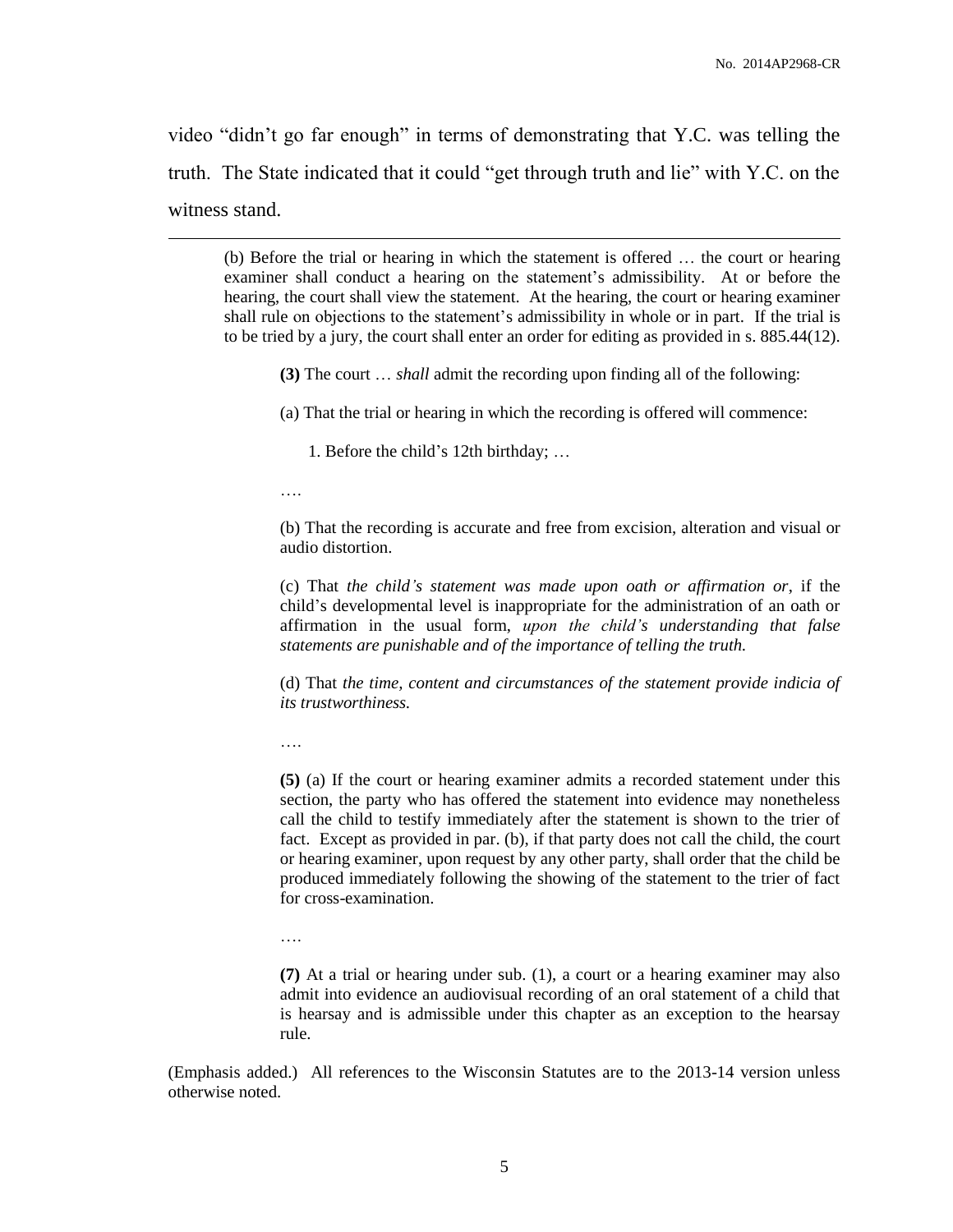video "didn't go far enough" in terms of demonstrating that Y.C. was telling the truth. The State indicated that it could "get through truth and lie" with Y.C. on the witness stand.

---

> (b) Before the trial or hearing in which the statement is offered … the court or hearing examiner shall conduct a hearing on the statement's admissibility. At or before the hearing, the court shall view the statement. At the hearing, the court or hearing examiner shall rule on objections to the statement's admissibility in whole or in part. If the trial is to be tried by a jury, the court shall enter an order for editing as provided in s. 885.44(12).
>
> **(3)** The court … *shall* admit the recording upon finding all of the following:
>
> (a) That the trial or hearing in which the recording is offered will commence:
>
> 1. Before the child's 12th birthday; …
>
> ….
>
> (b) That the recording is accurate and free from excision, alteration and visual or audio distortion.
>
> (c) That *the child's statement was made upon oath or affirmation or*, if the child's developmental level is inappropriate for the administration of an oath or affirmation in the usual form, *upon the child's understanding that false statements are punishable and of the importance of telling the truth.*
>
> (d) That *the time, content and circumstances of the statement provide indicia of its trustworthiness.*
>
> ….
>
> **(5)** (a) If the court or hearing examiner admits a recorded statement under this section, the party who has offered the statement into evidence may nonetheless call the child to testify immediately after the statement is shown to the trier of fact. Except as provided in par. (b), if that party does not call the child, the court or hearing examiner, upon request by any other party, shall order that the child be produced immediately following the showing of the statement to the trier of fact for cross-examination.
>
> ….
>
> **(7)** At a trial or hearing under sub. (1), a court or a hearing examiner may also admit into evidence an audiovisual recording of an oral statement of a child that is hearsay and is admissible under this chapter as an exception to the hearsay rule.

(Emphasis added.) All references to the Wisconsin Statutes are to the 2013-14 version unless otherwise noted.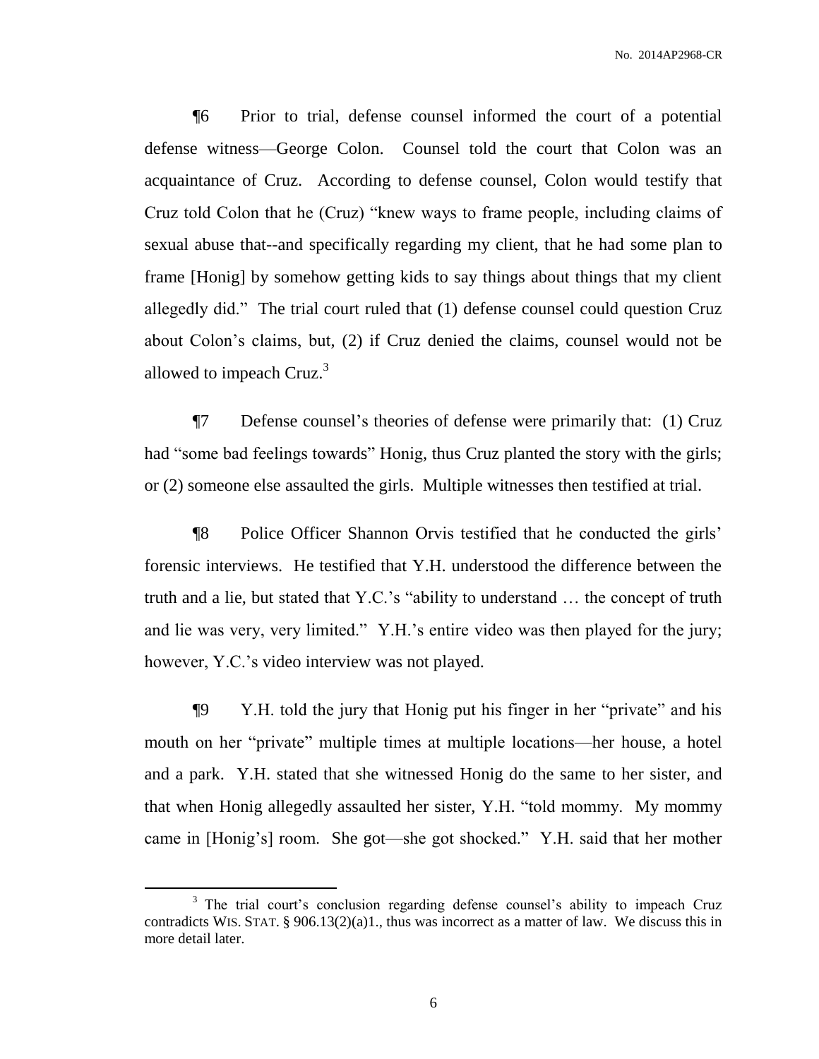¶6 Prior to trial, defense counsel informed the court of a potential defense witness—George Colon. Counsel told the court that Colon was an acquaintance of Cruz. According to defense counsel, Colon would testify that Cruz told Colon that he (Cruz) "knew ways to frame people, including claims of sexual abuse that--and specifically regarding my client, that he had some plan to frame [Honig] by somehow getting kids to say things about things that my client allegedly did." The trial court ruled that (1) defense counsel could question Cruz about Colon's claims, but, (2) if Cruz denied the claims, counsel would not be allowed to impeach Cruz.[3]

¶7 Defense counsel's theories of defense were primarily that: (1) Cruz had "some bad feelings towards" Honig, thus Cruz planted the story with the girls; or (2) someone else assaulted the girls. Multiple witnesses then testified at trial.

¶8 Police Officer Shannon Orvis testified that he conducted the girls' forensic interviews. He testified that Y.H. understood the difference between the truth and a lie, but stated that Y.C.'s "ability to understand … the concept of truth and lie was very, very limited." Y.H.'s entire video was then played for the jury; however, Y.C.'s video interview was not played.

¶9 Y.H. told the jury that Honig put his finger in her "private" and his mouth on her "private" multiple times at multiple locations—her house, a hotel and a park. Y.H. stated that she witnessed Honig do the same to her sister, and that when Honig allegedly assaulted her sister, Y.H. "told mommy. My mommy came in [Honig's] room. She got—she got shocked." Y.H. said that her mother

---

[3] The trial court's conclusion regarding defense counsel's ability to impeach Cruz contradicts WIS. STAT. § 906.13(2)(a)1., thus was incorrect as a matter of law. We discuss this in more detail later.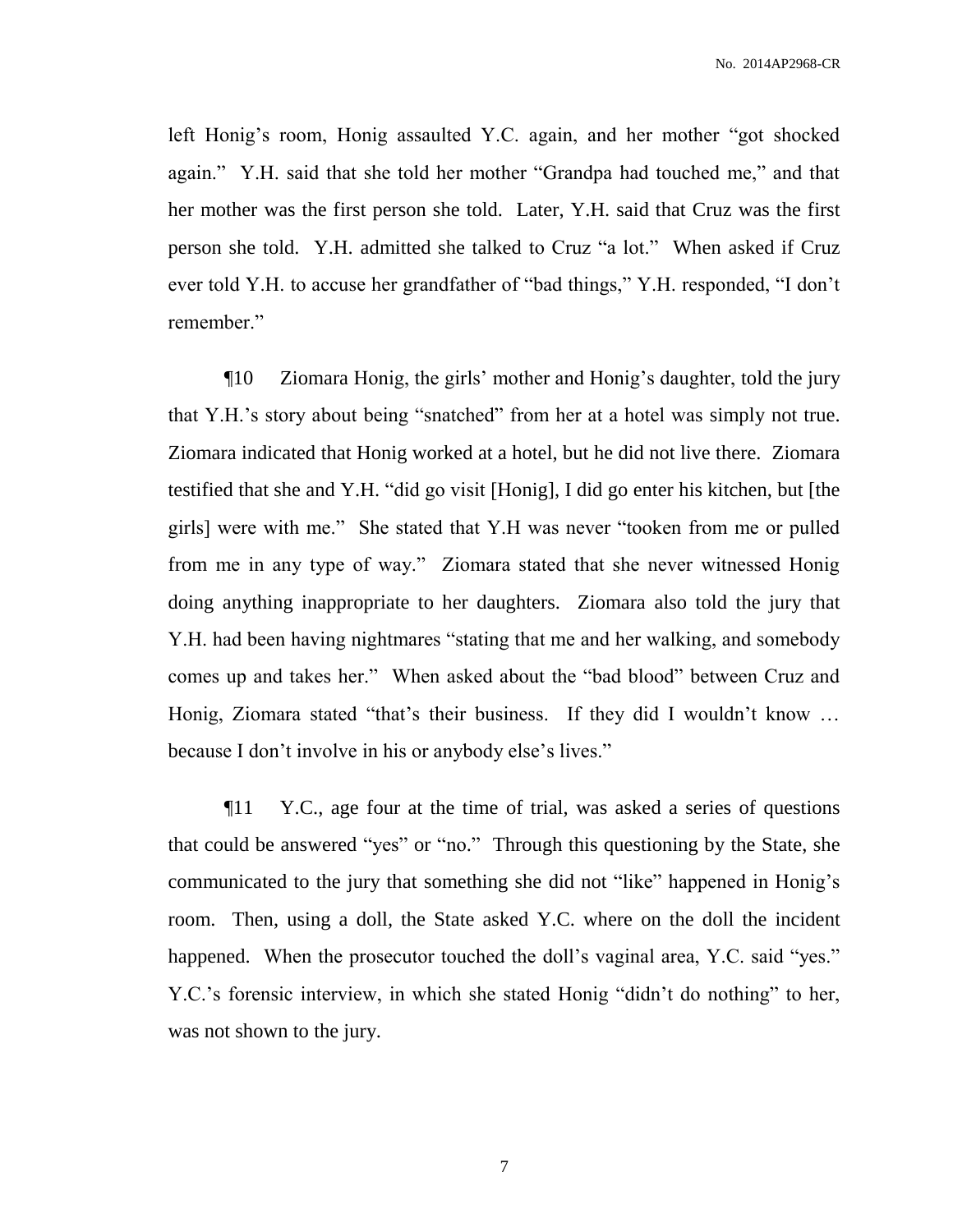left Honig's room, Honig assaulted Y.C. again, and her mother "got shocked again." Y.H. said that she told her mother "Grandpa had touched me," and that her mother was the first person she told. Later, Y.H. said that Cruz was the first person she told. Y.H. admitted she talked to Cruz "a lot." When asked if Cruz ever told Y.H. to accuse her grandfather of "bad things," Y.H. responded, "I don't remember."

¶10 Ziomara Honig, the girls' mother and Honig's daughter, told the jury that Y.H.'s story about being "snatched" from her at a hotel was simply not true. Ziomara indicated that Honig worked at a hotel, but he did not live there. Ziomara testified that she and Y.H. "did go visit [Honig], I did go enter his kitchen, but [the girls] were with me." She stated that Y.H was never "tooken from me or pulled from me in any type of way." Ziomara stated that she never witnessed Honig doing anything inappropriate to her daughters. Ziomara also told the jury that Y.H. had been having nightmares "stating that me and her walking, and somebody comes up and takes her." When asked about the "bad blood" between Cruz and Honig, Ziomara stated "that's their business. If they did I wouldn't know … because I don't involve in his or anybody else's lives."

¶11 Y.C., age four at the time of trial, was asked a series of questions that could be answered "yes" or "no." Through this questioning by the State, she communicated to the jury that something she did not "like" happened in Honig's room. Then, using a doll, the State asked Y.C. where on the doll the incident happened. When the prosecutor touched the doll's vaginal area, Y.C. said "yes." Y.C.'s forensic interview, in which she stated Honig "didn't do nothing" to her, was not shown to the jury.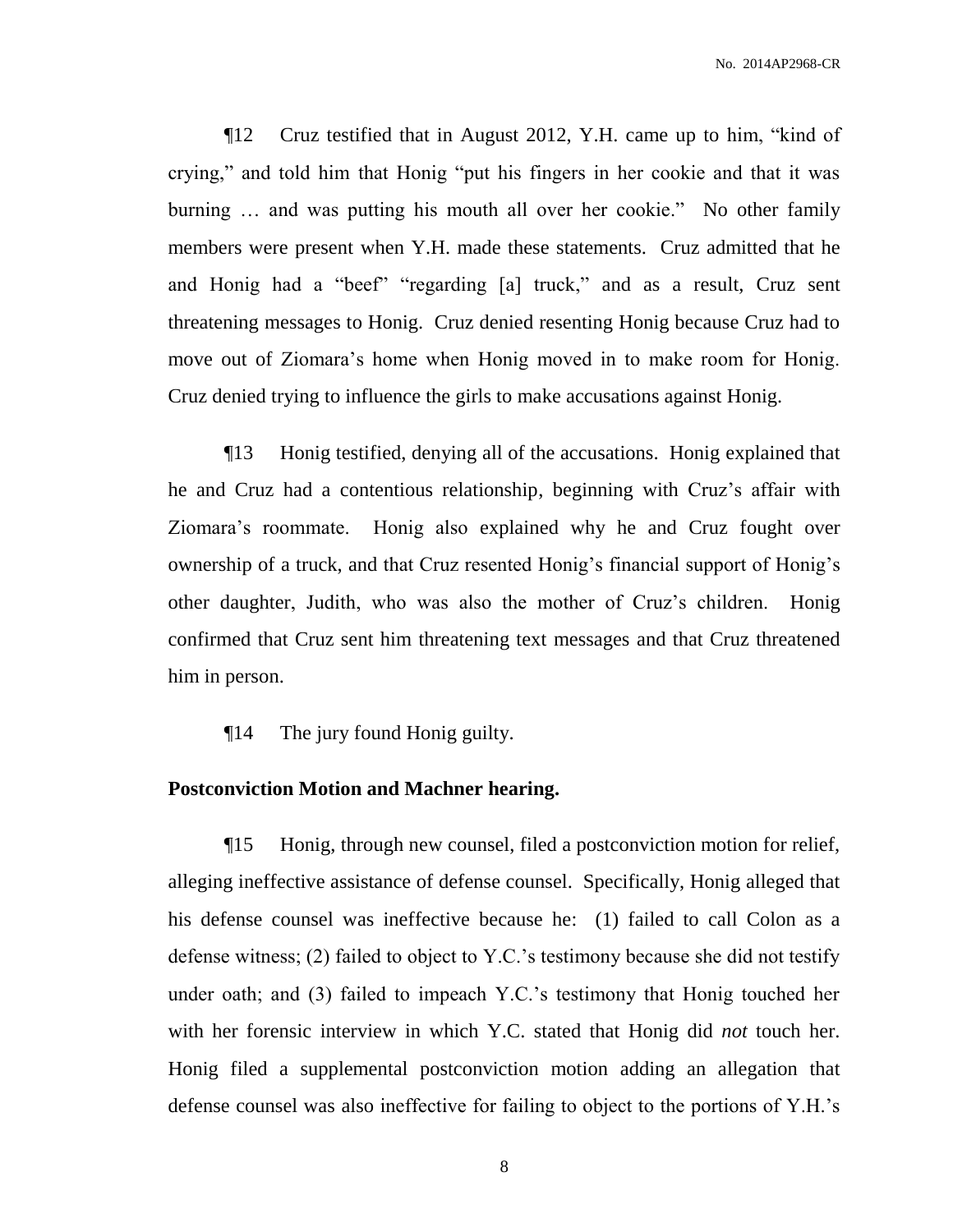¶12 Cruz testified that in August 2012, Y.H. came up to him, "kind of crying," and told him that Honig "put his fingers in her cookie and that it was burning … and was putting his mouth all over her cookie." No other family members were present when Y.H. made these statements. Cruz admitted that he and Honig had a "beef" "regarding [a] truck," and as a result, Cruz sent threatening messages to Honig. Cruz denied resenting Honig because Cruz had to move out of Ziomara's home when Honig moved in to make room for Honig. Cruz denied trying to influence the girls to make accusations against Honig.

¶13 Honig testified, denying all of the accusations. Honig explained that he and Cruz had a contentious relationship, beginning with Cruz's affair with Ziomara's roommate. Honig also explained why he and Cruz fought over ownership of a truck, and that Cruz resented Honig's financial support of Honig's other daughter, Judith, who was also the mother of Cruz's children. Honig confirmed that Cruz sent him threatening text messages and that Cruz threatened him in person.

¶14 The jury found Honig guilty.

**Postconviction Motion and Machner hearing.**

¶15 Honig, through new counsel, filed a postconviction motion for relief, alleging ineffective assistance of defense counsel. Specifically, Honig alleged that his defense counsel was ineffective because he: (1) failed to call Colon as a defense witness; (2) failed to object to Y.C.'s testimony because she did not testify under oath; and (3) failed to impeach Y.C.'s testimony that Honig touched her with her forensic interview in which Y.C. stated that Honig did *not* touch her. Honig filed a supplemental postconviction motion adding an allegation that defense counsel was also ineffective for failing to object to the portions of Y.H.'s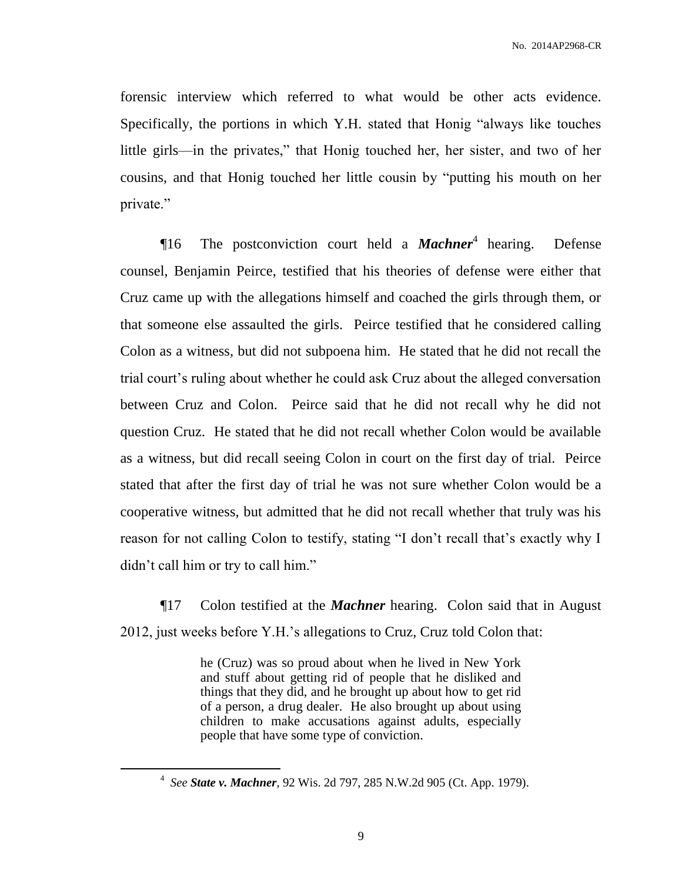forensic interview which referred to what would be other acts evidence. Specifically, the portions in which Y.H. stated that Honig "always like touches little girls—in the privates," that Honig touched her, her sister, and two of her cousins, and that Honig touched her little cousin by "putting his mouth on her private."

¶16 The postconviction court held a ***Machner***[4] hearing. Defense counsel, Benjamin Peirce, testified that his theories of defense were either that Cruz came up with the allegations himself and coached the girls through them, or that someone else assaulted the girls. Peirce testified that he considered calling Colon as a witness, but did not subpoena him. He stated that he did not recall the trial court's ruling about whether he could ask Cruz about the alleged conversation between Cruz and Colon. Peirce said that he did not recall why he did not question Cruz. He stated that he did not recall whether Colon would be available as a witness, but did recall seeing Colon in court on the first day of trial. Peirce stated that after the first day of trial he was not sure whether Colon would be a cooperative witness, but admitted that he did not recall whether that truly was his reason for not calling Colon to testify, stating "I don't recall that's exactly why I didn't call him or try to call him."

¶17 Colon testified at the ***Machner*** hearing. Colon said that in August 2012, just weeks before Y.H.'s allegations to Cruz, Cruz told Colon that:

> he (Cruz) was so proud about when he lived in New York and stuff about getting rid of people that he disliked and things that they did, and he brought up about how to get rid of a person, a drug dealer. He also brought up about using children to make accusations against adults, especially people that have some type of conviction.

---

[4] *See* ***State v. Machner***, 92 Wis. 2d 797, 285 N.W.2d 905 (Ct. App. 1979).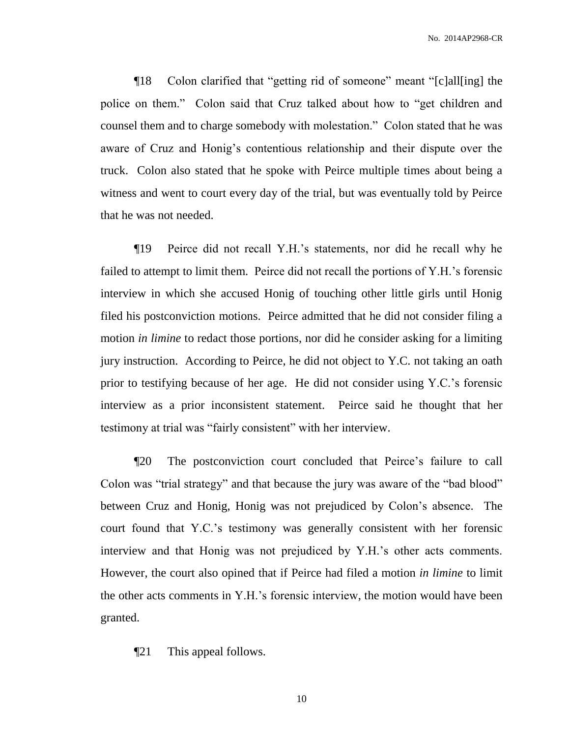¶18 Colon clarified that "getting rid of someone" meant "[c]all[ing] the police on them." Colon said that Cruz talked about how to "get children and counsel them and to charge somebody with molestation." Colon stated that he was aware of Cruz and Honig's contentious relationship and their dispute over the truck. Colon also stated that he spoke with Peirce multiple times about being a witness and went to court every day of the trial, but was eventually told by Peirce that he was not needed.

¶19 Peirce did not recall Y.H.'s statements, nor did he recall why he failed to attempt to limit them. Peirce did not recall the portions of Y.H.'s forensic interview in which she accused Honig of touching other little girls until Honig filed his postconviction motions. Peirce admitted that he did not consider filing a motion *in limine* to redact those portions, nor did he consider asking for a limiting jury instruction. According to Peirce, he did not object to Y.C. not taking an oath prior to testifying because of her age. He did not consider using Y.C.'s forensic interview as a prior inconsistent statement. Peirce said he thought that her testimony at trial was "fairly consistent" with her interview.

¶20 The postconviction court concluded that Peirce's failure to call Colon was "trial strategy" and that because the jury was aware of the "bad blood" between Cruz and Honig, Honig was not prejudiced by Colon's absence. The court found that Y.C.'s testimony was generally consistent with her forensic interview and that Honig was not prejudiced by Y.H.'s other acts comments. However, the court also opined that if Peirce had filed a motion *in limine* to limit the other acts comments in Y.H.'s forensic interview, the motion would have been granted.

¶21 This appeal follows.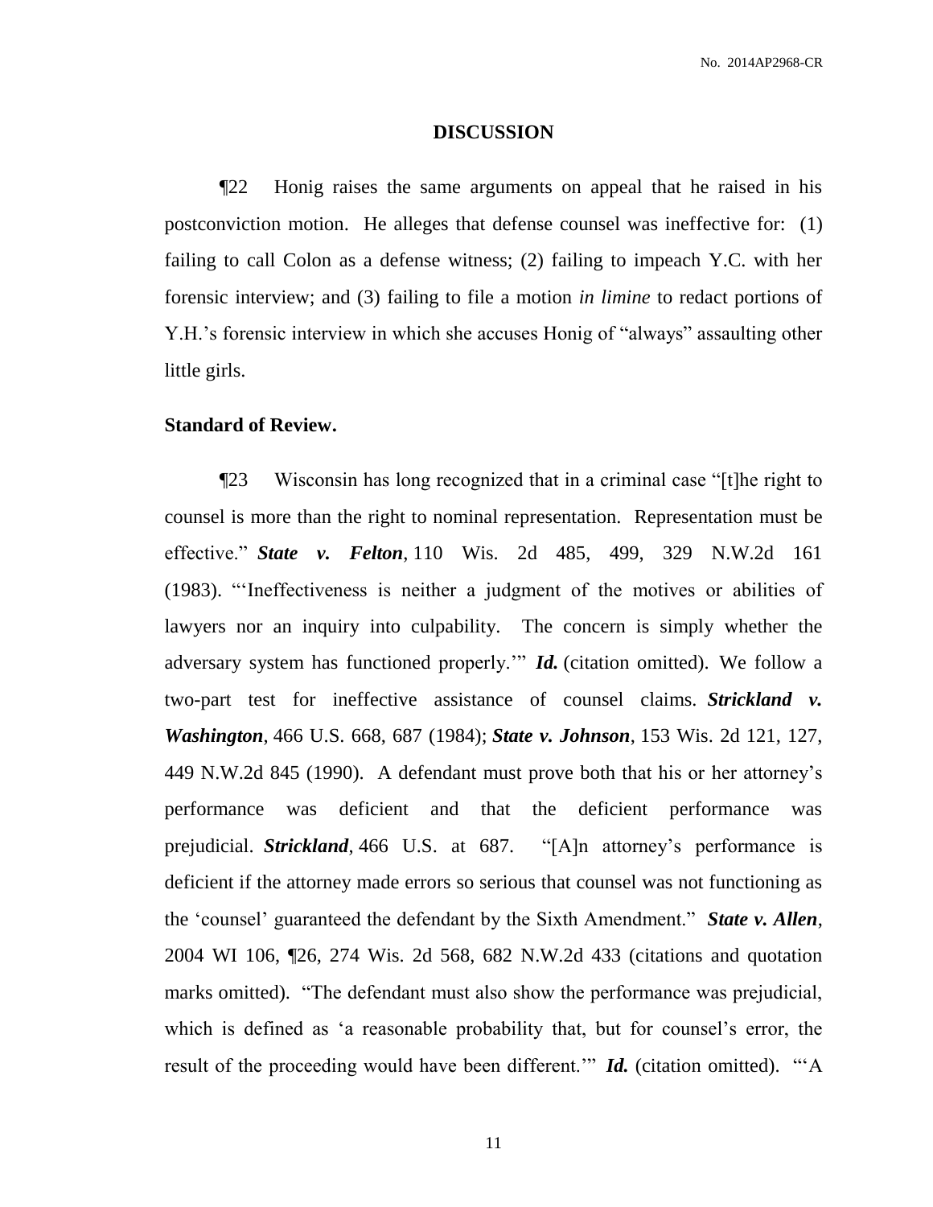## DISCUSSION

¶22 Honig raises the same arguments on appeal that he raised in his postconviction motion. He alleges that defense counsel was ineffective for: (1) failing to call Colon as a defense witness; (2) failing to impeach Y.C. with her forensic interview; and (3) failing to file a motion *in limine* to redact portions of Y.H.'s forensic interview in which she accuses Honig of "always" assaulting other little girls.

**Standard of Review.**

¶23 Wisconsin has long recognized that in a criminal case "[t]he right to counsel is more than the right to nominal representation. Representation must be effective." ***State v. Felton***, 110 Wis. 2d 485, 499, 329 N.W.2d 161 (1983). "'Ineffectiveness is neither a judgment of the motives or abilities of lawyers nor an inquiry into culpability. The concern is simply whether the adversary system has functioned properly.'" ***Id.*** (citation omitted). We follow a two-part test for ineffective assistance of counsel claims. ***Strickland v. Washington***, 466 U.S. 668, 687 (1984); ***State v. Johnson***, 153 Wis. 2d 121, 127, 449 N.W.2d 845 (1990). A defendant must prove both that his or her attorney's performance was deficient and that the deficient performance was prejudicial. ***Strickland***, 466 U.S. at 687. "[A]n attorney's performance is deficient if the attorney made errors so serious that counsel was not functioning as the 'counsel' guaranteed the defendant by the Sixth Amendment." ***State v. Allen***, 2004 WI 106, ¶26, 274 Wis. 2d 568, 682 N.W.2d 433 (citations and quotation marks omitted). "The defendant must also show the performance was prejudicial, which is defined as 'a reasonable probability that, but for counsel's error, the result of the proceeding would have been different.'" ***Id.*** (citation omitted). "'A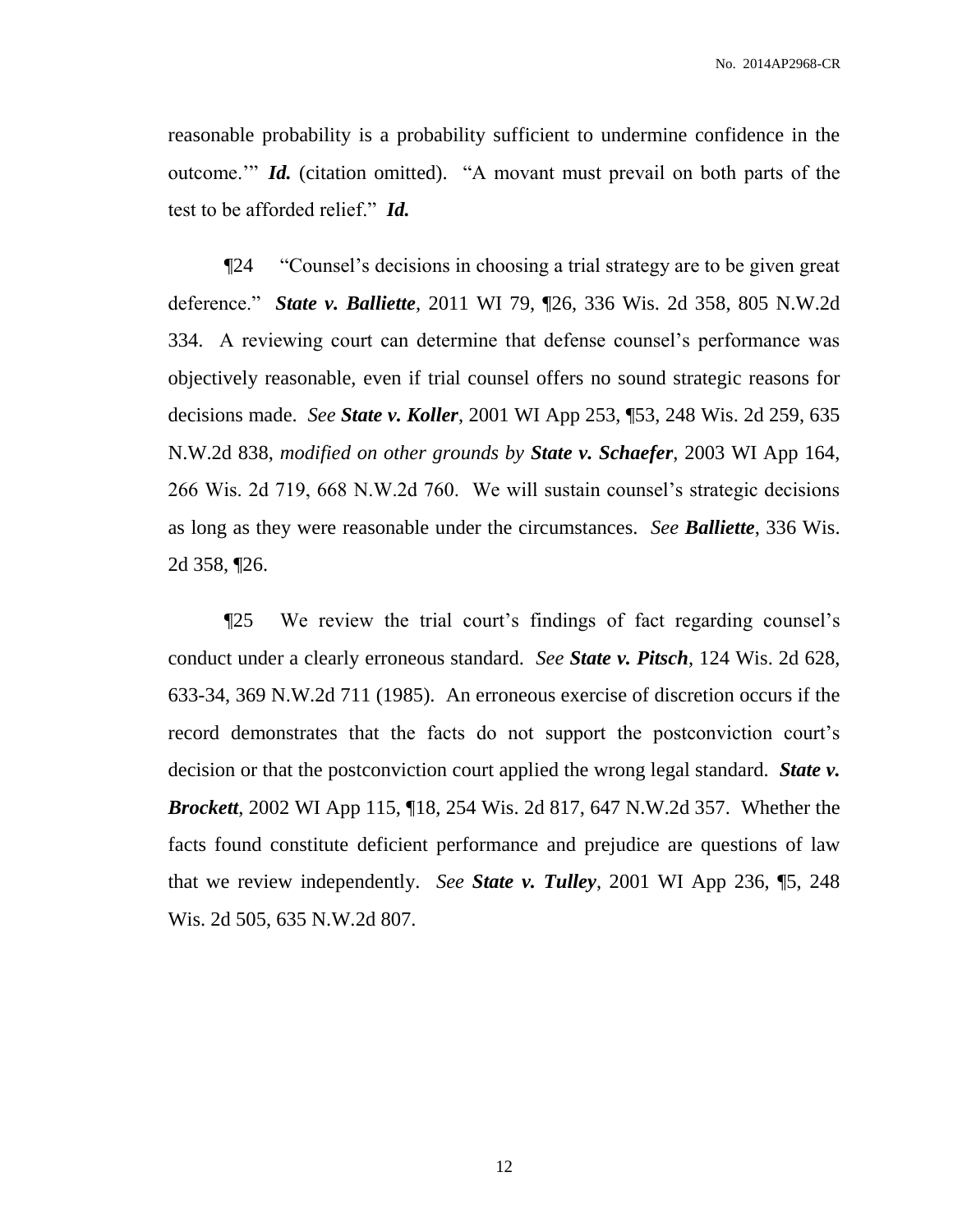reasonable probability is a probability sufficient to undermine confidence in the outcome.'" ***Id.*** (citation omitted). "A movant must prevail on both parts of the test to be afforded relief." ***Id.***

¶24 "Counsel's decisions in choosing a trial strategy are to be given great deference." ***State v. Balliette***, 2011 WI 79, ¶26, 336 Wis. 2d 358, 805 N.W.2d 334. A reviewing court can determine that defense counsel's performance was objectively reasonable, even if trial counsel offers no sound strategic reasons for decisions made. *See* ***State v. Koller***, 2001 WI App 253, ¶53, 248 Wis. 2d 259, 635 N.W.2d 838, *modified on other grounds by* ***State v. Schaefer***, 2003 WI App 164, 266 Wis. 2d 719, 668 N.W.2d 760. We will sustain counsel's strategic decisions as long as they were reasonable under the circumstances. *See* ***Balliette***, 336 Wis. 2d 358, ¶26.

¶25 We review the trial court's findings of fact regarding counsel's conduct under a clearly erroneous standard. *See* ***State v. Pitsch***, 124 Wis. 2d 628, 633-34, 369 N.W.2d 711 (1985). An erroneous exercise of discretion occurs if the record demonstrates that the facts do not support the postconviction court's decision or that the postconviction court applied the wrong legal standard. ***State v. Brockett***, 2002 WI App 115, ¶18, 254 Wis. 2d 817, 647 N.W.2d 357. Whether the facts found constitute deficient performance and prejudice are questions of law that we review independently. *See* ***State v. Tulley***, 2001 WI App 236, ¶5, 248 Wis. 2d 505, 635 N.W.2d 807.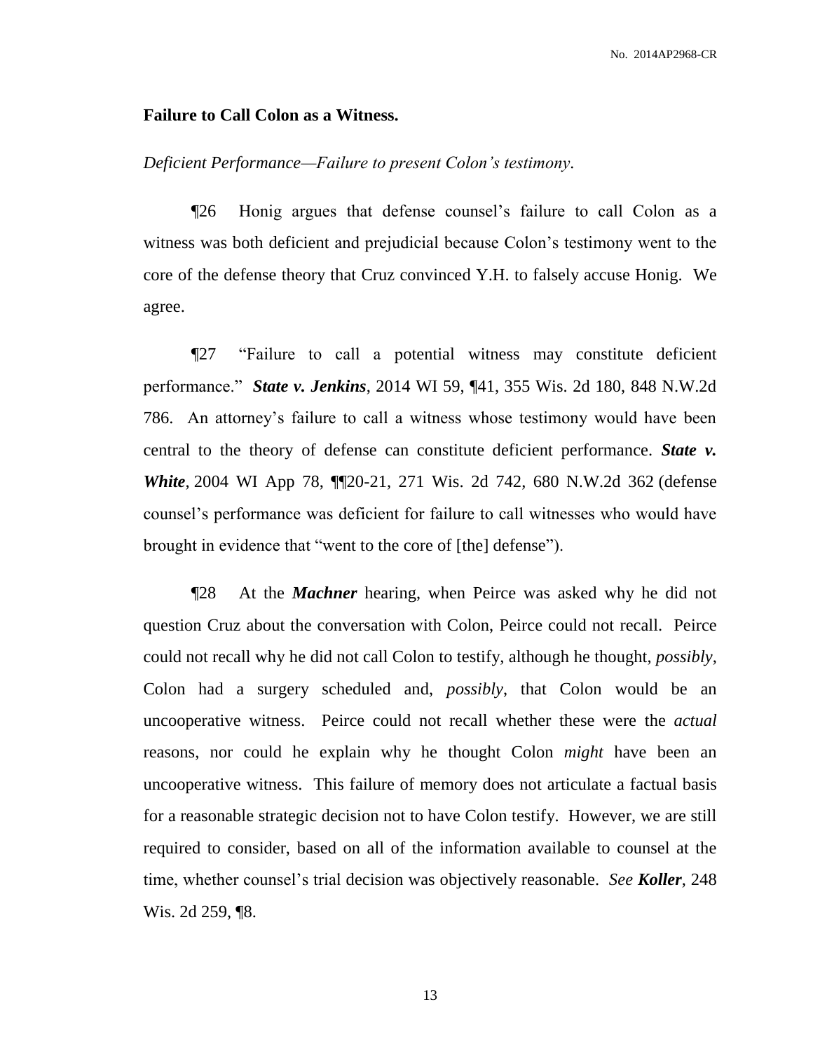**Failure to Call Colon as a Witness.**

*Deficient Performance—Failure to present Colon's testimony.*

¶26 Honig argues that defense counsel's failure to call Colon as a witness was both deficient and prejudicial because Colon's testimony went to the core of the defense theory that Cruz convinced Y.H. to falsely accuse Honig. We agree.

¶27 "Failure to call a potential witness may constitute deficient performance." ***State v. Jenkins***, 2014 WI 59, ¶41, 355 Wis. 2d 180, 848 N.W.2d 786. An attorney's failure to call a witness whose testimony would have been central to the theory of defense can constitute deficient performance. ***State v. White***, 2004 WI App 78, ¶¶20-21, 271 Wis. 2d 742, 680 N.W.2d 362 (defense counsel's performance was deficient for failure to call witnesses who would have brought in evidence that "went to the core of [the] defense").

¶28 At the ***Machner*** hearing, when Peirce was asked why he did not question Cruz about the conversation with Colon, Peirce could not recall. Peirce could not recall why he did not call Colon to testify, although he thought, *possibly*, Colon had a surgery scheduled and, *possibly*, that Colon would be an uncooperative witness. Peirce could not recall whether these were the *actual* reasons, nor could he explain why he thought Colon *might* have been an uncooperative witness. This failure of memory does not articulate a factual basis for a reasonable strategic decision not to have Colon testify. However, we are still required to consider, based on all of the information available to counsel at the time, whether counsel's trial decision was objectively reasonable. *See* ***Koller***, 248 Wis. 2d 259, ¶8.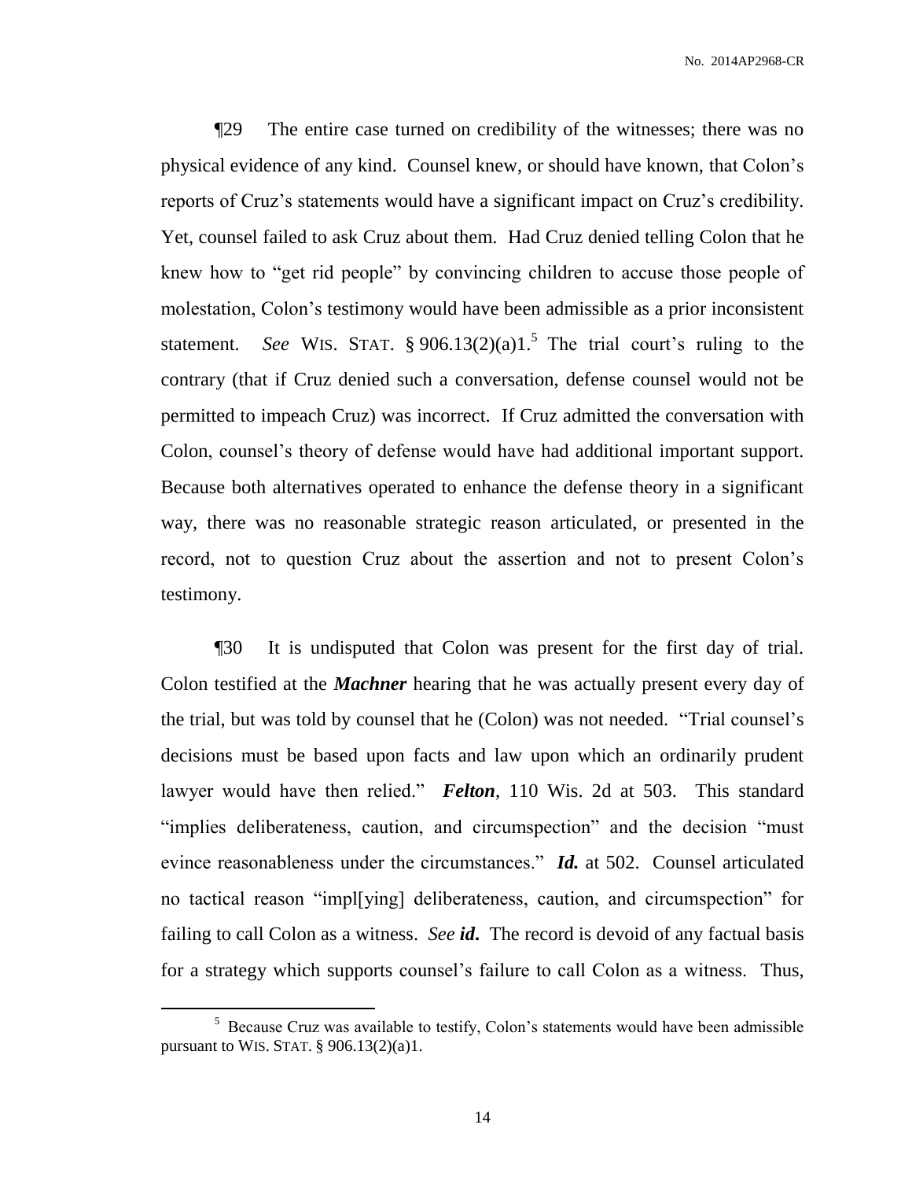¶29 The entire case turned on credibility of the witnesses; there was no physical evidence of any kind. Counsel knew, or should have known, that Colon's reports of Cruz's statements would have a significant impact on Cruz's credibility. Yet, counsel failed to ask Cruz about them. Had Cruz denied telling Colon that he knew how to "get rid people" by convincing children to accuse those people of molestation, Colon's testimony would have been admissible as a prior inconsistent statement. *See* WIS. STAT. § 906.13(2)(a)1.[5] The trial court's ruling to the contrary (that if Cruz denied such a conversation, defense counsel would not be permitted to impeach Cruz) was incorrect. If Cruz admitted the conversation with Colon, counsel's theory of defense would have had additional important support. Because both alternatives operated to enhance the defense theory in a significant way, there was no reasonable strategic reason articulated, or presented in the record, not to question Cruz about the assertion and not to present Colon's testimony.

¶30 It is undisputed that Colon was present for the first day of trial. Colon testified at the ***Machner*** hearing that he was actually present every day of the trial, but was told by counsel that he (Colon) was not needed. "Trial counsel's decisions must be based upon facts and law upon which an ordinarily prudent lawyer would have then relied." ***Felton***, 110 Wis. 2d at 503. This standard "implies deliberateness, caution, and circumspection" and the decision "must evince reasonableness under the circumstances." ***Id.*** at 502. Counsel articulated no tactical reason "impl[ying] deliberateness, caution, and circumspection" for failing to call Colon as a witness. *See* ***id.*** The record is devoid of any factual basis for a strategy which supports counsel's failure to call Colon as a witness. Thus,

[5] Because Cruz was available to testify, Colon's statements would have been admissible pursuant to WIS. STAT. § 906.13(2)(a)1.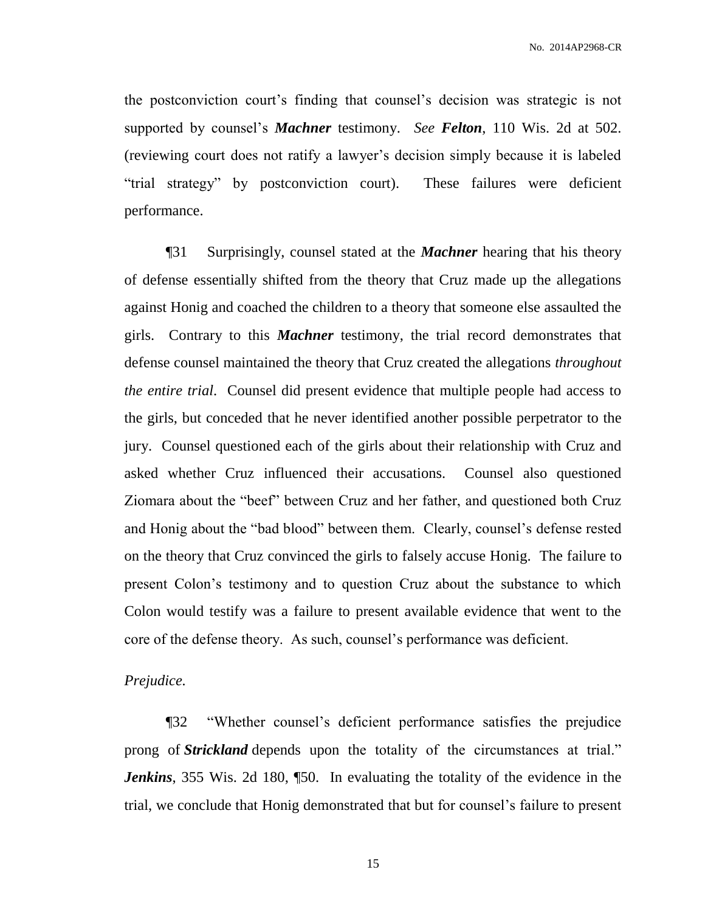the postconviction court's finding that counsel's decision was strategic is not supported by counsel's ***Machner*** testimony. *See* ***Felton***, 110 Wis. 2d at 502. (reviewing court does not ratify a lawyer's decision simply because it is labeled "trial strategy" by postconviction court). These failures were deficient performance.

¶31 Surprisingly, counsel stated at the ***Machner*** hearing that his theory of defense essentially shifted from the theory that Cruz made up the allegations against Honig and coached the children to a theory that someone else assaulted the girls. Contrary to this ***Machner*** testimony, the trial record demonstrates that defense counsel maintained the theory that Cruz created the allegations *throughout the entire trial*. Counsel did present evidence that multiple people had access to the girls, but conceded that he never identified another possible perpetrator to the jury. Counsel questioned each of the girls about their relationship with Cruz and asked whether Cruz influenced their accusations. Counsel also questioned Ziomara about the "beef" between Cruz and her father, and questioned both Cruz and Honig about the "bad blood" between them. Clearly, counsel's defense rested on the theory that Cruz convinced the girls to falsely accuse Honig. The failure to present Colon's testimony and to question Cruz about the substance to which Colon would testify was a failure to present available evidence that went to the core of the defense theory. As such, counsel's performance was deficient.

*Prejudice.*

¶32 "Whether counsel's deficient performance satisfies the prejudice prong of ***Strickland*** depends upon the totality of the circumstances at trial." ***Jenkins***, 355 Wis. 2d 180, ¶50. In evaluating the totality of the evidence in the trial, we conclude that Honig demonstrated that but for counsel's failure to present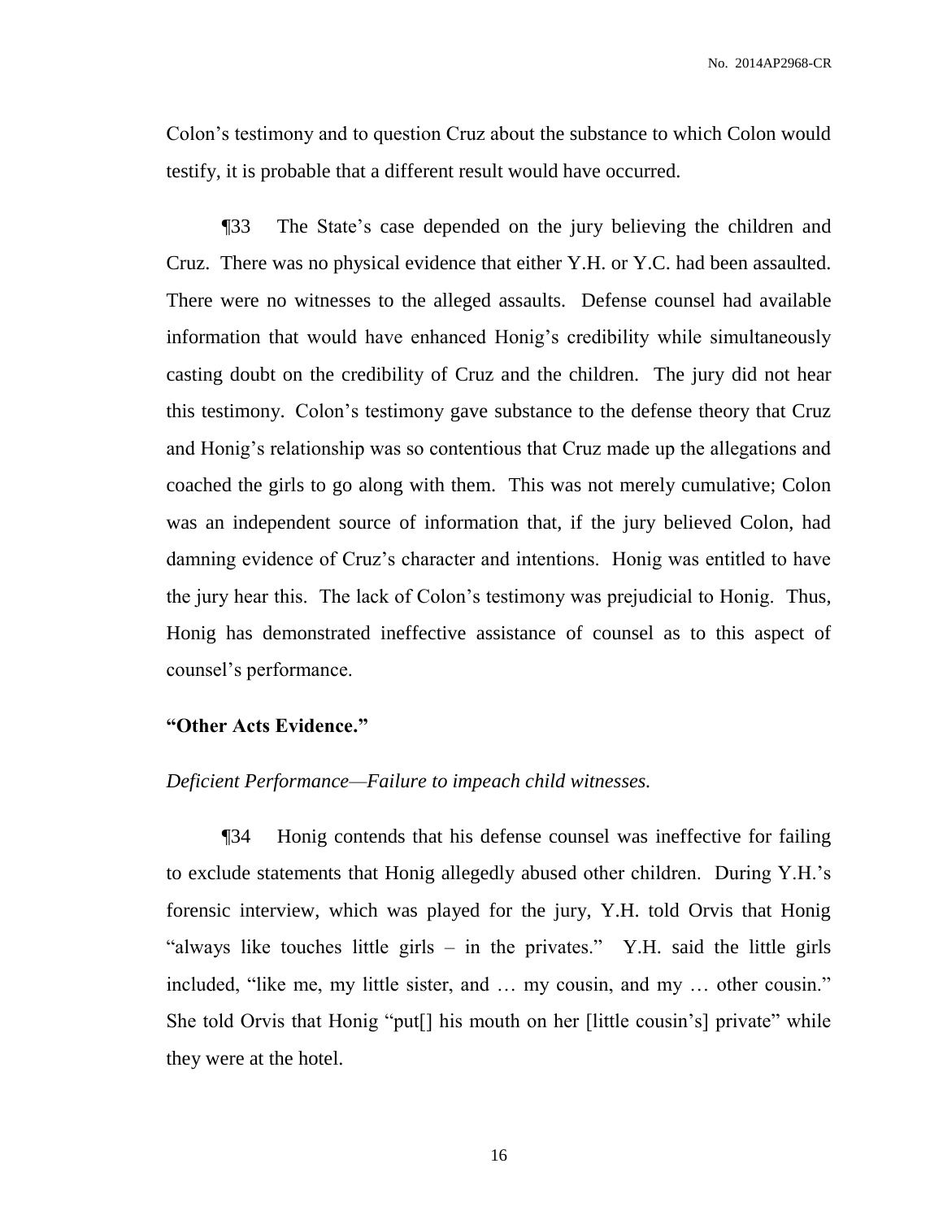Colon's testimony and to question Cruz about the substance to which Colon would testify, it is probable that a different result would have occurred.

¶33 The State's case depended on the jury believing the children and Cruz. There was no physical evidence that either Y.H. or Y.C. had been assaulted. There were no witnesses to the alleged assaults. Defense counsel had available information that would have enhanced Honig's credibility while simultaneously casting doubt on the credibility of Cruz and the children. The jury did not hear this testimony. Colon's testimony gave substance to the defense theory that Cruz and Honig's relationship was so contentious that Cruz made up the allegations and coached the girls to go along with them. This was not merely cumulative; Colon was an independent source of information that, if the jury believed Colon, had damning evidence of Cruz's character and intentions. Honig was entitled to have the jury hear this. The lack of Colon's testimony was prejudicial to Honig. Thus, Honig has demonstrated ineffective assistance of counsel as to this aspect of counsel's performance.

**"Other Acts Evidence."**

*Deficient Performance—Failure to impeach child witnesses.*

¶34 Honig contends that his defense counsel was ineffective for failing to exclude statements that Honig allegedly abused other children. During Y.H.'s forensic interview, which was played for the jury, Y.H. told Orvis that Honig "always like touches little girls – in the privates." Y.H. said the little girls included, "like me, my little sister, and … my cousin, and my … other cousin." She told Orvis that Honig "put[] his mouth on her [little cousin's] private" while they were at the hotel.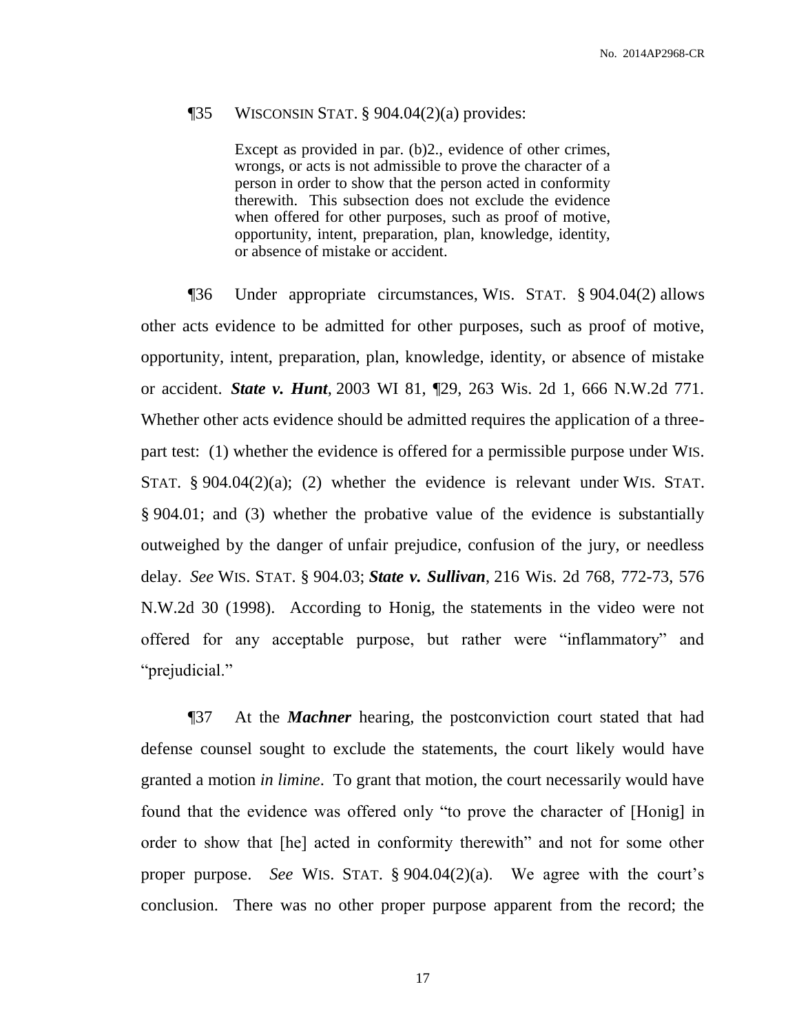¶35 WISCONSIN STAT. § 904.04(2)(a) provides:

> Except as provided in par. (b)2., evidence of other crimes, wrongs, or acts is not admissible to prove the character of a person in order to show that the person acted in conformity therewith. This subsection does not exclude the evidence when offered for other purposes, such as proof of motive, opportunity, intent, preparation, plan, knowledge, identity, or absence of mistake or accident.

¶36 Under appropriate circumstances, WIS. STAT. § 904.04(2) allows other acts evidence to be admitted for other purposes, such as proof of motive, opportunity, intent, preparation, plan, knowledge, identity, or absence of mistake or accident. ***State v. Hunt***, 2003 WI 81, ¶29, 263 Wis. 2d 1, 666 N.W.2d 771. Whether other acts evidence should be admitted requires the application of a three-part test: (1) whether the evidence is offered for a permissible purpose under WIS. STAT. § 904.04(2)(a); (2) whether the evidence is relevant under WIS. STAT. § 904.01; and (3) whether the probative value of the evidence is substantially outweighed by the danger of unfair prejudice, confusion of the jury, or needless delay. *See* WIS. STAT. § 904.03; ***State v. Sullivan***, 216 Wis. 2d 768, 772-73, 576 N.W.2d 30 (1998). According to Honig, the statements in the video were not offered for any acceptable purpose, but rather were "inflammatory" and "prejudicial."

¶37 At the ***Machner*** hearing, the postconviction court stated that had defense counsel sought to exclude the statements, the court likely would have granted a motion *in limine*. To grant that motion, the court necessarily would have found that the evidence was offered only "to prove the character of [Honig] in order to show that [he] acted in conformity therewith" and not for some other proper purpose. *See* WIS. STAT. § 904.04(2)(a). We agree with the court's conclusion. There was no other proper purpose apparent from the record; the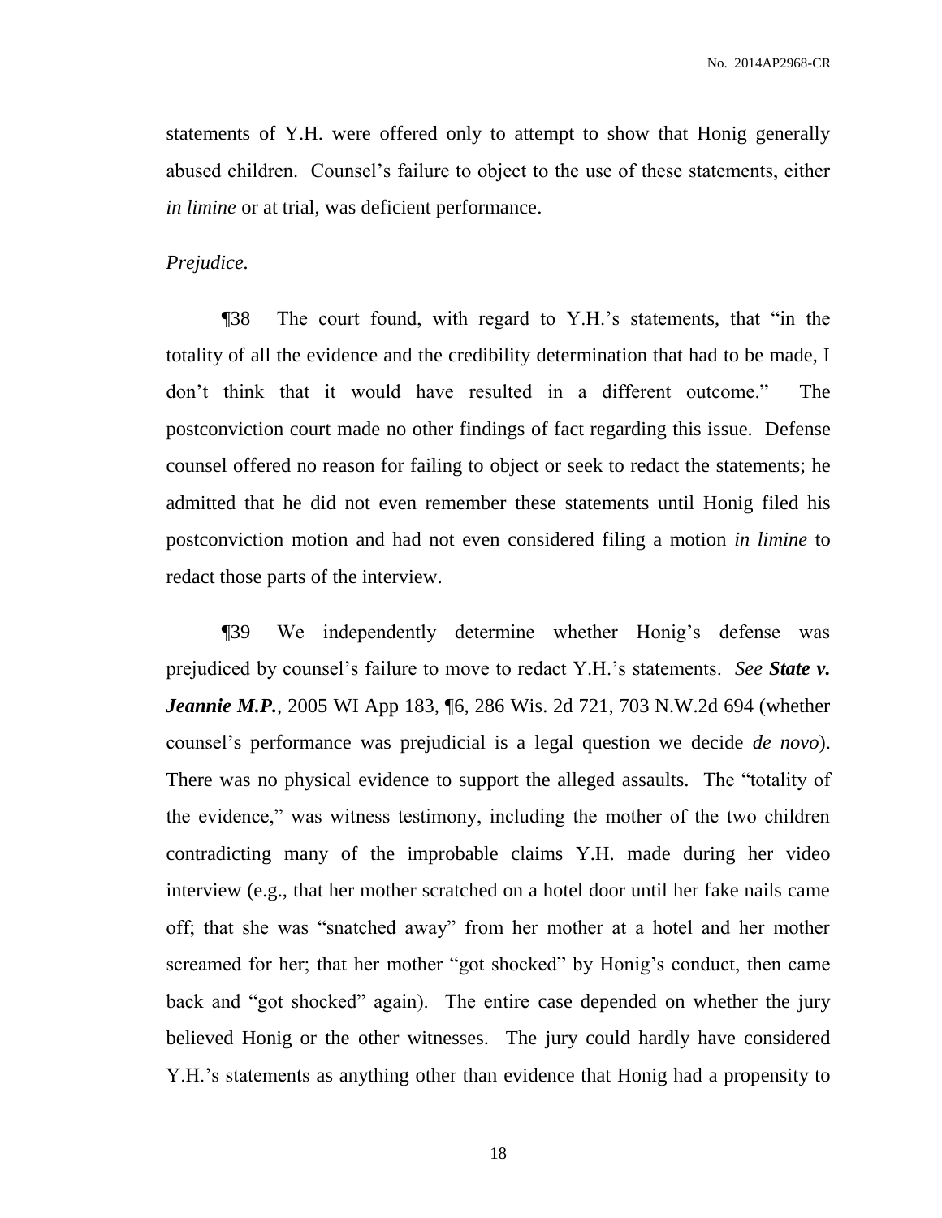statements of Y.H. were offered only to attempt to show that Honig generally abused children. Counsel's failure to object to the use of these statements, either *in limine* or at trial, was deficient performance.

*Prejudice.*

¶38 The court found, with regard to Y.H.'s statements, that "in the totality of all the evidence and the credibility determination that had to be made, I don't think that it would have resulted in a different outcome." The postconviction court made no other findings of fact regarding this issue. Defense counsel offered no reason for failing to object or seek to redact the statements; he admitted that he did not even remember these statements until Honig filed his postconviction motion and had not even considered filing a motion *in limine* to redact those parts of the interview.

¶39 We independently determine whether Honig's defense was prejudiced by counsel's failure to move to redact Y.H.'s statements. *See* ***State v. Jeannie M.P.***, 2005 WI App 183, ¶6, 286 Wis. 2d 721, 703 N.W.2d 694 (whether counsel's performance was prejudicial is a legal question we decide *de novo*). There was no physical evidence to support the alleged assaults. The "totality of the evidence," was witness testimony, including the mother of the two children contradicting many of the improbable claims Y.H. made during her video interview (e.g., that her mother scratched on a hotel door until her fake nails came off; that she was "snatched away" from her mother at a hotel and her mother screamed for her; that her mother "got shocked" by Honig's conduct, then came back and "got shocked" again). The entire case depended on whether the jury believed Honig or the other witnesses. The jury could hardly have considered Y.H.'s statements as anything other than evidence that Honig had a propensity to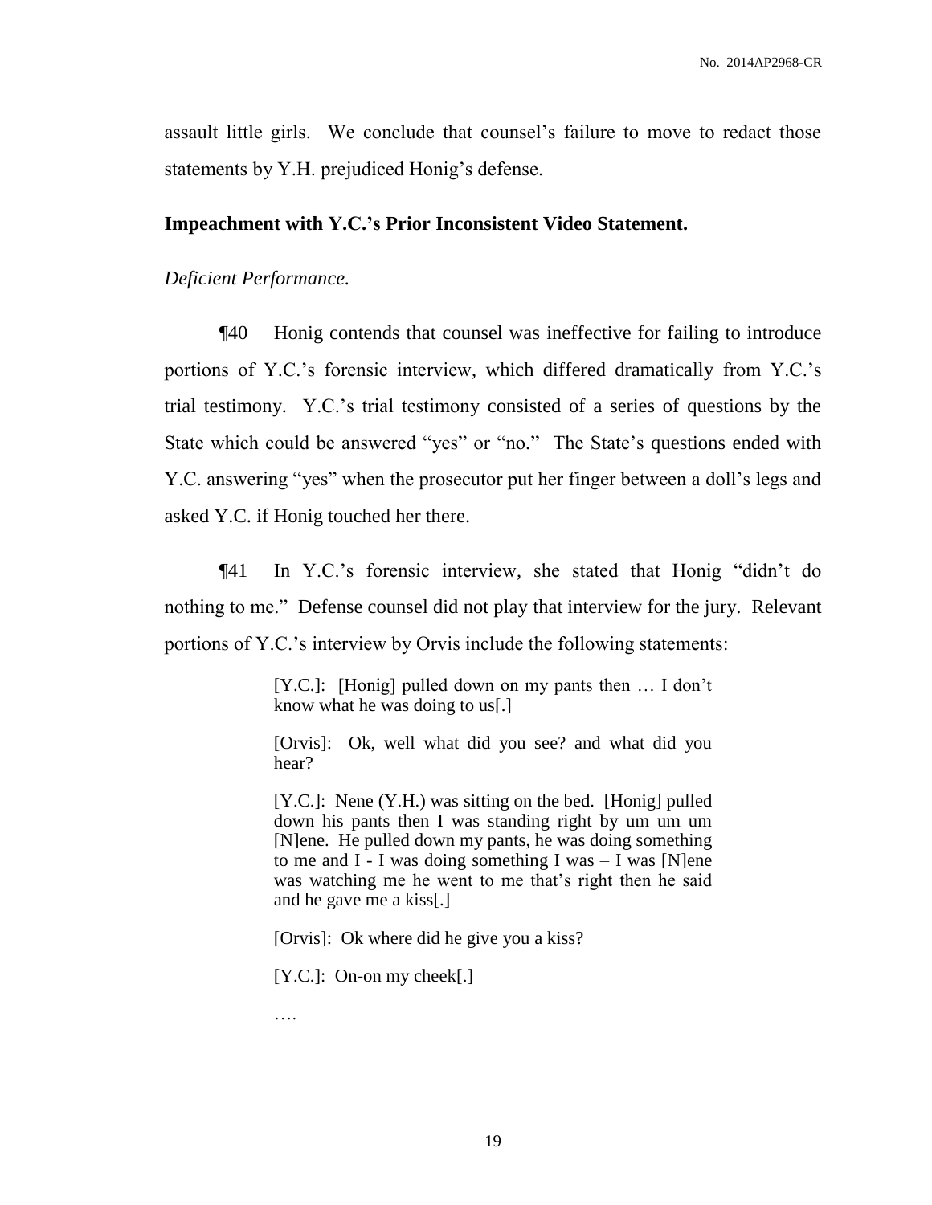assault little girls. We conclude that counsel's failure to move to redact those statements by Y.H. prejudiced Honig's defense.

**Impeachment with Y.C.'s Prior Inconsistent Video Statement.**

*Deficient Performance.*

¶40 Honig contends that counsel was ineffective for failing to introduce portions of Y.C.'s forensic interview, which differed dramatically from Y.C.'s trial testimony. Y.C.'s trial testimony consisted of a series of questions by the State which could be answered "yes" or "no." The State's questions ended with Y.C. answering "yes" when the prosecutor put her finger between a doll's legs and asked Y.C. if Honig touched her there.

¶41 In Y.C.'s forensic interview, she stated that Honig "didn't do nothing to me." Defense counsel did not play that interview for the jury. Relevant portions of Y.C.'s interview by Orvis include the following statements:

> [Y.C.]: [Honig] pulled down on my pants then … I don't know what he was doing to us[.]
>
> [Orvis]: Ok, well what did you see? and what did you hear?
>
> [Y.C.]: Nene (Y.H.) was sitting on the bed. [Honig] pulled down his pants then I was standing right by um um um [N]ene. He pulled down my pants, he was doing something to me and I - I was doing something I was – I was [N]ene was watching me he went to me that's right then he said and he gave me a kiss[.]
>
> [Orvis]: Ok where did he give you a kiss?
>
> [Y.C.]: On-on my cheek[.]
>
> ….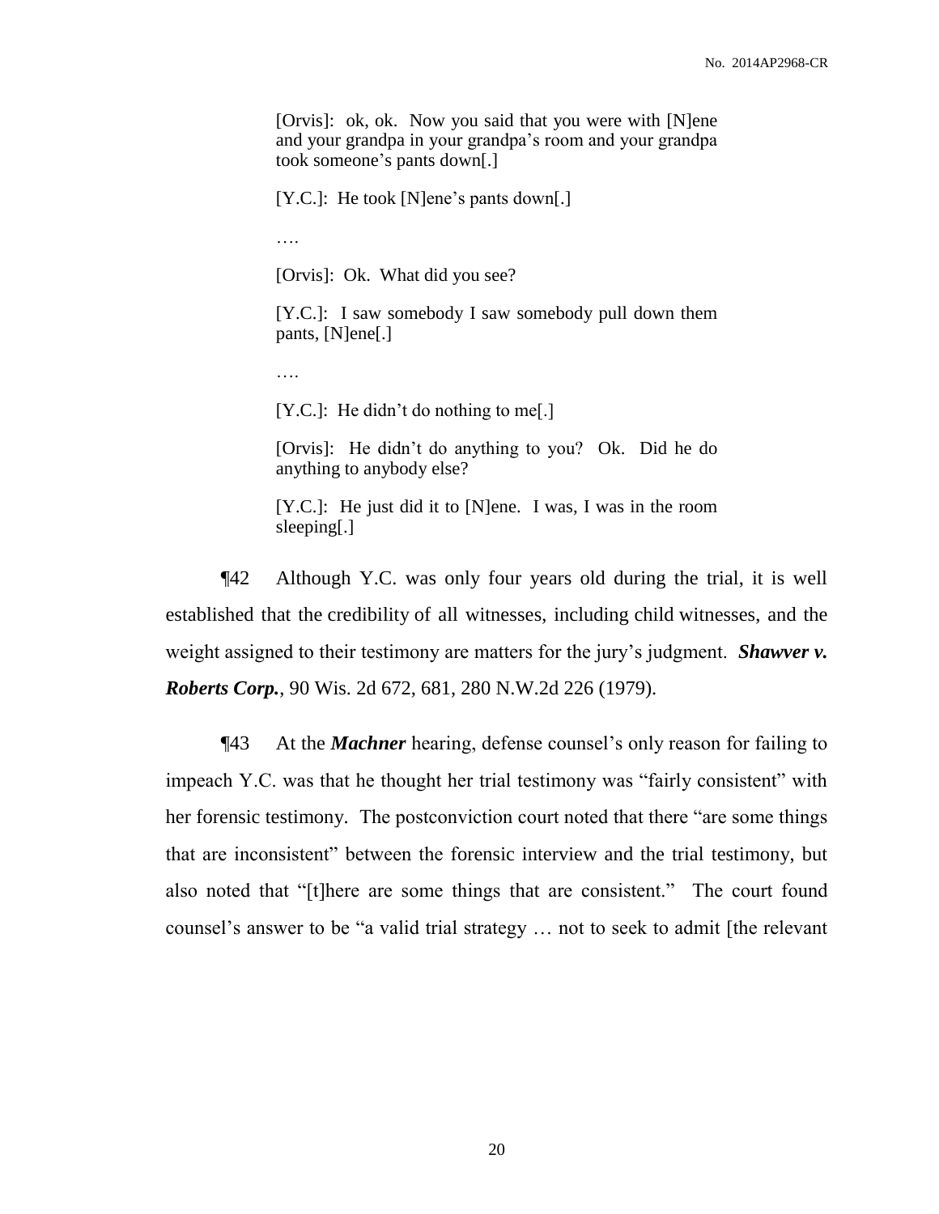> [Orvis]: ok, ok. Now you said that you were with [N]ene and your grandpa in your grandpa's room and your grandpa took someone's pants down[.]
>
> [Y.C.]: He took [N]ene's pants down[.]
>
> ….
>
> [Orvis]: Ok. What did you see?
>
> [Y.C.]: I saw somebody I saw somebody pull down them pants, [N]ene[.]
>
> ….
>
> [Y.C.]: He didn't do nothing to me[.]
>
> [Orvis]: He didn't do anything to you? Ok. Did he do anything to anybody else?
>
> [Y.C.]: He just did it to [N]ene. I was, I was in the room sleeping[.]

¶42 Although Y.C. was only four years old during the trial, it is well established that the credibility of all witnesses, including child witnesses, and the weight assigned to their testimony are matters for the jury's judgment. ***Shawver v. Roberts Corp.***, 90 Wis. 2d 672, 681, 280 N.W.2d 226 (1979).

¶43 At the ***Machner*** hearing, defense counsel's only reason for failing to impeach Y.C. was that he thought her trial testimony was "fairly consistent" with her forensic testimony. The postconviction court noted that there "are some things that are inconsistent" between the forensic interview and the trial testimony, but also noted that "[t]here are some things that are consistent." The court found counsel's answer to be "a valid trial strategy … not to seek to admit [the relevant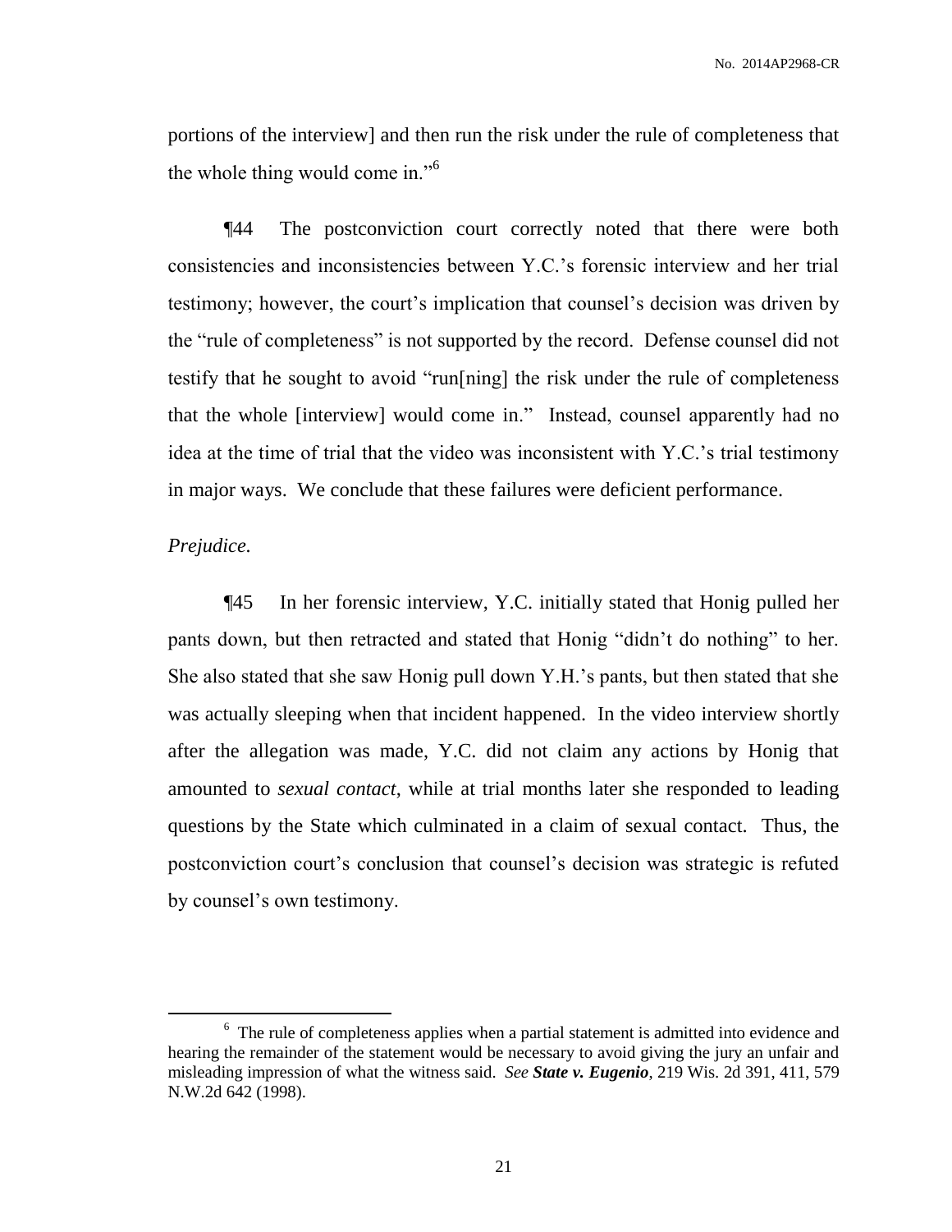portions of the interview] and then run the risk under the rule of completeness that the whole thing would come in."[6]

¶44 The postconviction court correctly noted that there were both consistencies and inconsistencies between Y.C.'s forensic interview and her trial testimony; however, the court's implication that counsel's decision was driven by the "rule of completeness" is not supported by the record. Defense counsel did not testify that he sought to avoid "run[ning] the risk under the rule of completeness that the whole [interview] would come in." Instead, counsel apparently had no idea at the time of trial that the video was inconsistent with Y.C.'s trial testimony in major ways. We conclude that these failures were deficient performance.

*Prejudice.*

¶45 In her forensic interview, Y.C. initially stated that Honig pulled her pants down, but then retracted and stated that Honig "didn't do nothing" to her. She also stated that she saw Honig pull down Y.H.'s pants, but then stated that she was actually sleeping when that incident happened. In the video interview shortly after the allegation was made, Y.C. did not claim any actions by Honig that amounted to *sexual contact*, while at trial months later she responded to leading questions by the State which culminated in a claim of sexual contact. Thus, the postconviction court's conclusion that counsel's decision was strategic is refuted by counsel's own testimony.

---

[6] The rule of completeness applies when a partial statement is admitted into evidence and hearing the remainder of the statement would be necessary to avoid giving the jury an unfair and misleading impression of what the witness said. *See* ***State v. Eugenio***, 219 Wis. 2d 391, 411, 579 N.W.2d 642 (1998).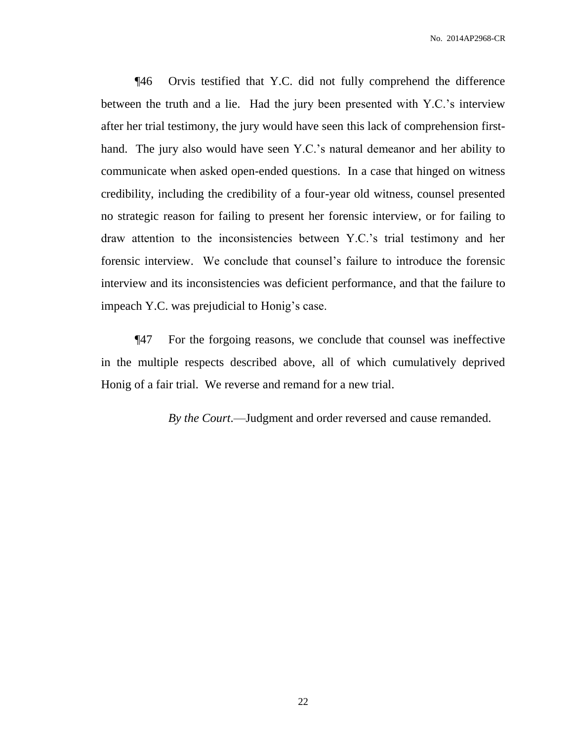¶46 Orvis testified that Y.C. did not fully comprehend the difference between the truth and a lie. Had the jury been presented with Y.C.'s interview after her trial testimony, the jury would have seen this lack of comprehension first-hand. The jury also would have seen Y.C.'s natural demeanor and her ability to communicate when asked open-ended questions. In a case that hinged on witness credibility, including the credibility of a four-year old witness, counsel presented no strategic reason for failing to present her forensic interview, or for failing to draw attention to the inconsistencies between Y.C.'s trial testimony and her forensic interview. We conclude that counsel's failure to introduce the forensic interview and its inconsistencies was deficient performance, and that the failure to impeach Y.C. was prejudicial to Honig's case.

¶47 For the forgoing reasons, we conclude that counsel was ineffective in the multiple respects described above, all of which cumulatively deprived Honig of a fair trial. We reverse and remand for a new trial.

*By the Court*.—Judgment and order reversed and cause remanded.